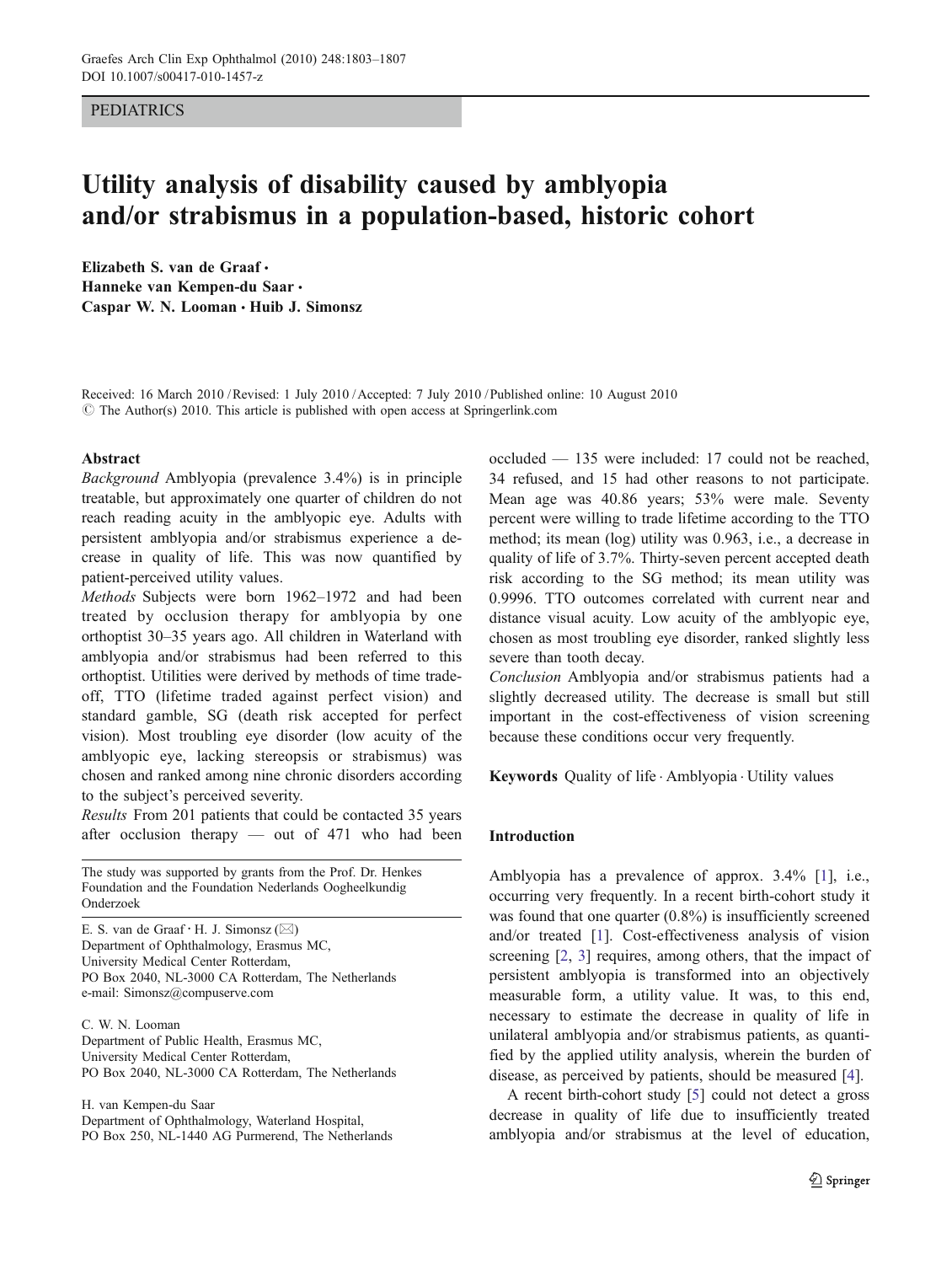PEDIATRICS

# Utility analysis of disability caused by amblyopia and/or strabismus in a population-based, historic cohort

Elizabeth S. van de Graaf · Hanneke van Kempen-du Saar · Caspar W. N. Looman · Huib J. Simonsz

Received: 16 March 2010 / Revised: 1 July 2010 / Accepted: 7 July 2010 / Published online: 10 August 2010
© The Author(s) 2010. This article is published with open access at Springerlink.com

## Abstract

*Background* Amblyopia (prevalence 3.4%) is in principle treatable, but approximately one quarter of children do not reach reading acuity in the amblyopic eye. Adults with persistent amblyopia and/or strabismus experience a decrease in quality of life. This was now quantified by patient-perceived utility values.

*Methods* Subjects were born 1962–1972 and had been treated by occlusion therapy for amblyopia by one orthoptist 30–35 years ago. All children in Waterland with amblyopia and/or strabismus had been referred to this orthoptist. Utilities were derived by methods of time trade-off, TTO (lifetime traded against perfect vision) and standard gamble, SG (death risk accepted for perfect vision). Most troubling eye disorder (low acuity of the amblyopic eye, lacking stereopsis or strabismus) was chosen and ranked among nine chronic disorders according to the subject's perceived severity.

*Results* From 201 patients that could be contacted 35 years after occlusion therapy — out of 471 who had been occluded — 135 were included: 17 could not be reached, 34 refused, and 15 had other reasons to not participate. Mean age was 40.86 years; 53% were male. Seventy percent were willing to trade lifetime according to the TTO method; its mean (log) utility was 0.963, i.e., a decrease in quality of life of 3.7%. Thirty-seven percent accepted death risk according to the SG method; its mean utility was 0.9996. TTO outcomes correlated with current near and distance visual acuity. Low acuity of the amblyopic eye, chosen as most troubling eye disorder, ranked slightly less severe than tooth decay.

*Conclusion* Amblyopia and/or strabismus patients had a slightly decreased utility. The decrease is small but still important in the cost-effectiveness of vision screening because these conditions occur very frequently.

**Keywords** Quality of life · Amblyopia · Utility values

The study was supported by grants from the Prof. Dr. Henkes Foundation and the Foundation Nederlands Oogheelkundig Onderzoek

E. S. van de Graaf · H. J. Simonsz (✉)
Department of Ophthalmology, Erasmus MC, University Medical Center Rotterdam, PO Box 2040, NL-3000 CA Rotterdam, The Netherlands
e-mail: Simonsz@compuserve.com

C. W. N. Looman
Department of Public Health, Erasmus MC, University Medical Center Rotterdam, PO Box 2040, NL-3000 CA Rotterdam, The Netherlands

H. van Kempen-du Saar
Department of Ophthalmology, Waterland Hospital, PO Box 250, NL-1440 AG Purmerend, The Netherlands

## Introduction

Amblyopia has a prevalence of approx. 3.4% [1], i.e., occurring very frequently. In a recent birth-cohort study it was found that one quarter (0.8%) is insufficiently screened and/or treated [1]. Cost-effectiveness analysis of vision screening [2, 3] requires, among others, that the impact of persistent amblyopia is transformed into an objectively measurable form, a utility value. It was, to this end, necessary to estimate the decrease in quality of life in unilateral amblyopia and/or strabismus patients, as quantified by the applied utility analysis, wherein the burden of disease, as perceived by patients, should be measured [4].

A recent birth-cohort study [5] could not detect a gross decrease in quality of life due to insufficiently treated amblyopia and/or strabismus at the level of education,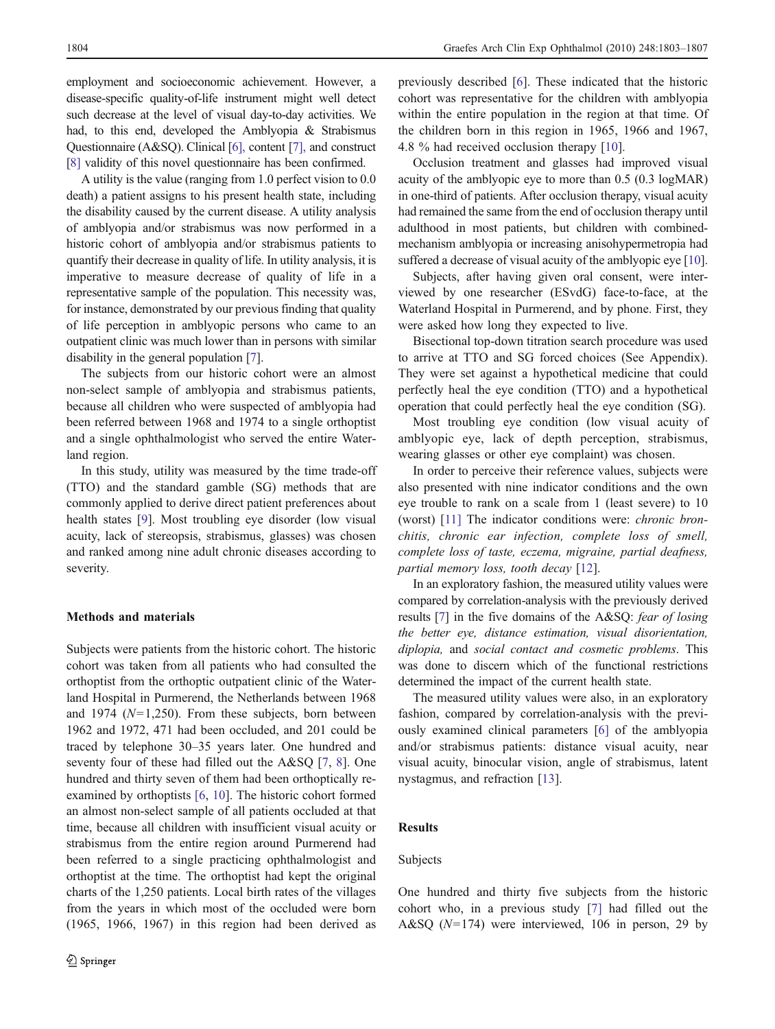employment and socioeconomic achievement. However, a disease-specific quality-of-life instrument might well detect such decrease at the level of visual day-to-day activities. We had, to this end, developed the Amblyopia & Strabismus Questionnaire (A&SQ). Clinical [6], content [7], and construct [8] validity of this novel questionnaire has been confirmed.

A utility is the value (ranging from 1.0 perfect vision to 0.0 death) a patient assigns to his present health state, including the disability caused by the current disease. A utility analysis of amblyopia and/or strabismus was now performed in a historic cohort of amblyopia and/or strabismus patients to quantify their decrease in quality of life. In utility analysis, it is imperative to measure decrease of quality of life in a representative sample of the population. This necessity was, for instance, demonstrated by our previous finding that quality of life perception in amblyopic persons who came to an outpatient clinic was much lower than in persons with similar disability in the general population [7].

The subjects from our historic cohort were an almost non-select sample of amblyopia and strabismus patients, because all children who were suspected of amblyopia had been referred between 1968 and 1974 to a single orthoptist and a single ophthalmologist who served the entire Waterland region.

In this study, utility was measured by the time trade-off (TTO) and the standard gamble (SG) methods that are commonly applied to derive direct patient preferences about health states [9]. Most troubling eye disorder (low visual acuity, lack of stereopsis, strabismus, glasses) was chosen and ranked among nine adult chronic diseases according to severity.

## Methods and materials

Subjects were patients from the historic cohort. The historic cohort was taken from all patients who had consulted the orthoptist from the orthoptic outpatient clinic of the Waterland Hospital in Purmerend, the Netherlands between 1968 and 1974 ($N=1{,}250$). From these subjects, born between 1962 and 1972, 471 had been occluded, and 201 could be traced by telephone 30–35 years later. One hundred and seventy four of these had filled out the A&SQ [7, 8]. One hundred and thirty seven of them had been orthoptically re-examined by orthoptists [6, 10]. The historic cohort formed an almost non-select sample of all patients occluded at that time, because all children with insufficient visual acuity or strabismus from the entire region around Purmerend had been referred to a single practicing ophthalmologist and orthoptist at the time. The orthoptist had kept the original charts of the 1,250 patients. Local birth rates of the villages from the years in which most of the occluded were born (1965, 1966, 1967) in this region had been derived as previously described [6]. These indicated that the historic cohort was representative for the children with amblyopia within the entire population in the region at that time. Of the children born in this region in 1965, 1966 and 1967, 4.8 % had received occlusion therapy [10].

Occlusion treatment and glasses had improved visual acuity of the amblyopic eye to more than 0.5 (0.3 logMAR) in one-third of patients. After occlusion therapy, visual acuity had remained the same from the end of occlusion therapy until adulthood in most patients, but children with combined-mechanism amblyopia or increasing anisohypermetropia had suffered a decrease of visual acuity of the amblyopic eye [10].

Subjects, after having given oral consent, were interviewed by one researcher (ESvdG) face-to-face, at the Waterland Hospital in Purmerend, and by phone. First, they were asked how long they expected to live.

Bisectional top-down titration search procedure was used to arrive at TTO and SG forced choices (See Appendix). They were set against a hypothetical medicine that could perfectly heal the eye condition (TTO) and a hypothetical operation that could perfectly heal the eye condition (SG).

Most troubling eye condition (low visual acuity of amblyopic eye, lack of depth perception, strabismus, wearing glasses or other eye complaint) was chosen.

In order to perceive their reference values, subjects were also presented with nine indicator conditions and the own eye trouble to rank on a scale from 1 (least severe) to 10 (worst) [11] The indicator conditions were: *chronic bronchitis, chronic ear infection, complete loss of smell, complete loss of taste, eczema, migraine, partial deafness, partial memory loss, tooth decay* [12].

In an exploratory fashion, the measured utility values were compared by correlation-analysis with the previously derived results [7] in the five domains of the A&SQ: *fear of losing the better eye, distance estimation, visual disorientation, diplopia,* and *social contact and cosmetic problems*. This was done to discern which of the functional restrictions determined the impact of the current health state.

The measured utility values were also, in an exploratory fashion, compared by correlation-analysis with the previously examined clinical parameters [6] of the amblyopia and/or strabismus patients: distance visual acuity, near visual acuity, binocular vision, angle of strabismus, latent nystagmus, and refraction [13].

## Results

### Subjects

One hundred and thirty five subjects from the historic cohort who, in a previous study [7] had filled out the A&SQ ($N=174$) were interviewed, 106 in person, 29 by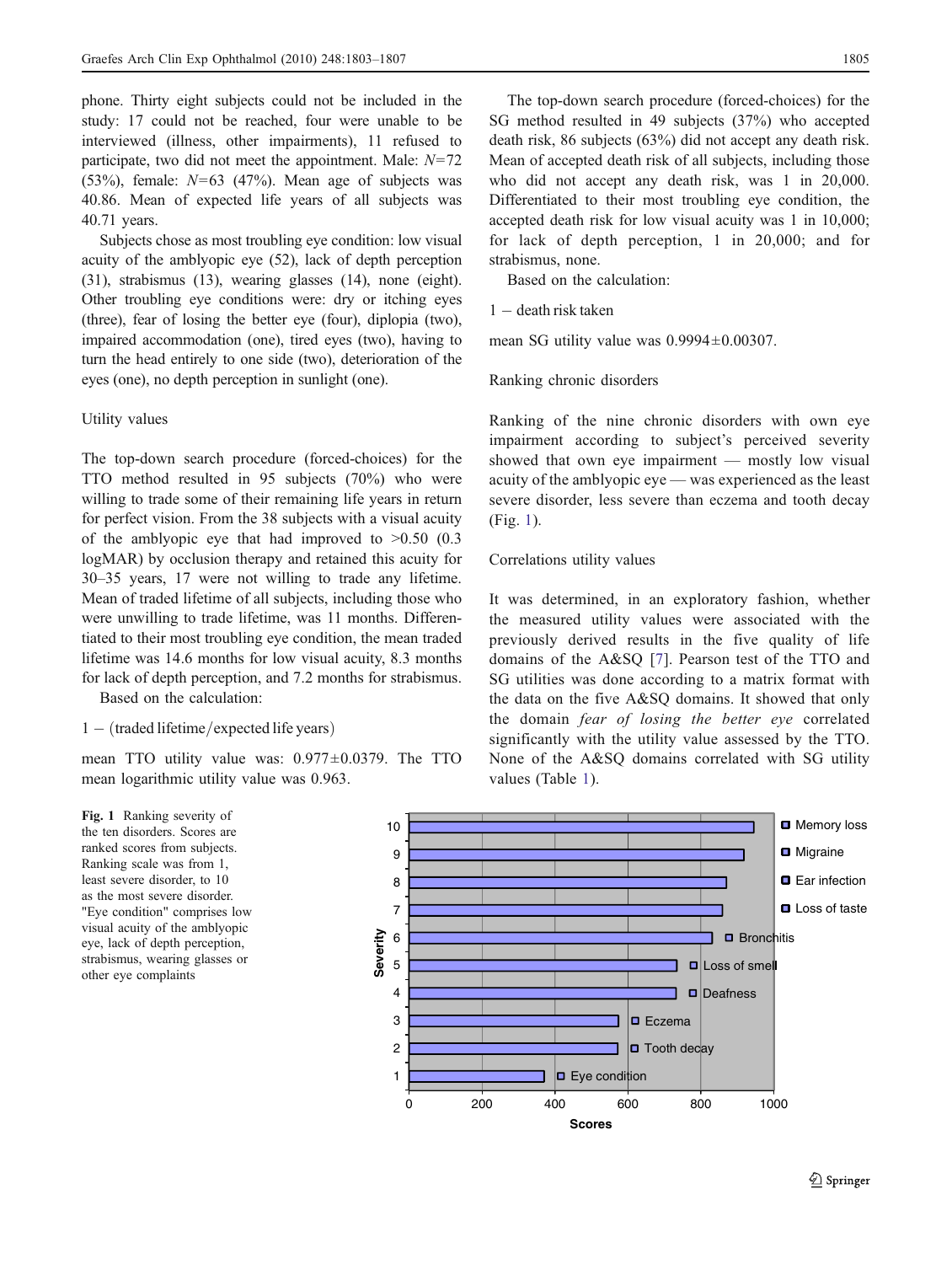phone. Thirty eight subjects could not be included in the study: 17 could not be reached, four were unable to be interviewed (illness, other impairments), 11 refused to participate, two did not meet the appointment. Male: $N=72$ (53%), female: $N=63$ (47%). Mean age of subjects was 40.86. Mean of expected life years of all subjects was 40.71 years.

Subjects chose as most troubling eye condition: low visual acuity of the amblyopic eye (52), lack of depth perception (31), strabismus (13), wearing glasses (14), none (eight). Other troubling eye conditions were: dry or itching eyes (three), fear of losing the better eye (four), diplopia (two), impaired accommodation (one), tired eyes (two), having to turn the head entirely to one side (two), deterioration of the eyes (one), no depth perception in sunlight (one).

## Utility values

The top-down search procedure (forced-choices) for the TTO method resulted in 95 subjects (70%) who were willing to trade some of their remaining life years in return for perfect vision. From the 38 subjects with a visual acuity of the amblyopic eye that had improved to >0.50 (0.3 logMAR) by occlusion therapy and retained this acuity for 30–35 years, 17 were not willing to trade any lifetime. Mean of traded lifetime of all subjects, including those who were unwilling to trade lifetime, was 11 months. Differentiated to their most troubling eye condition, the mean traded lifetime was 14.6 months for low visual acuity, 8.3 months for lack of depth perception, and 7.2 months for strabismus.

Based on the calculation:

$$1 - (\text{traded lifetime}/\text{expected life years})$$

mean TTO utility value was: $0.977 \pm 0.0379$. The TTO mean logarithmic utility value was 0.963.

The top-down search procedure (forced-choices) for the SG method resulted in 49 subjects (37%) who accepted death risk, 86 subjects (63%) did not accept any death risk. Mean of accepted death risk of all subjects, including those who did not accept any death risk, was 1 in 20,000. Differentiated to their most troubling eye condition, the accepted death risk for low visual acuity was 1 in 10,000; for lack of depth perception, 1 in 20,000; and for strabismus, none.

Based on the calculation:

$$1 - \text{death risk taken}$$

mean SG utility value was $0.9994 \pm 0.00307$.

## Ranking chronic disorders

Ranking of the nine chronic disorders with own eye impairment according to subject's perceived severity showed that own eye impairment — mostly low visual acuity of the amblyopic eye — was experienced as the least severe disorder, less severe than eczema and tooth decay (Fig. 1).

## Correlations utility values

It was determined, in an exploratory fashion, whether the measured utility values were associated with the previously derived results in the five quality of life domains of the A&SQ [7]. Pearson test of the TTO and SG utilities was done according to a matrix format with the data on the five A&SQ domains. It showed that only the domain *fear of losing the better eye* correlated significantly with the utility value assessed by the TTO. None of the A&SQ domains correlated with SG utility values (Table 1).

**Fig. 1** Ranking severity of the ten disorders. Scores are ranked scores from subjects. Ranking scale was from 1, least severe disorder, to 10 as the most severe disorder. "Eye condition" comprises low visual acuity of the amblyopic eye, lack of depth perception, strabismus, wearing glasses or other eye complaints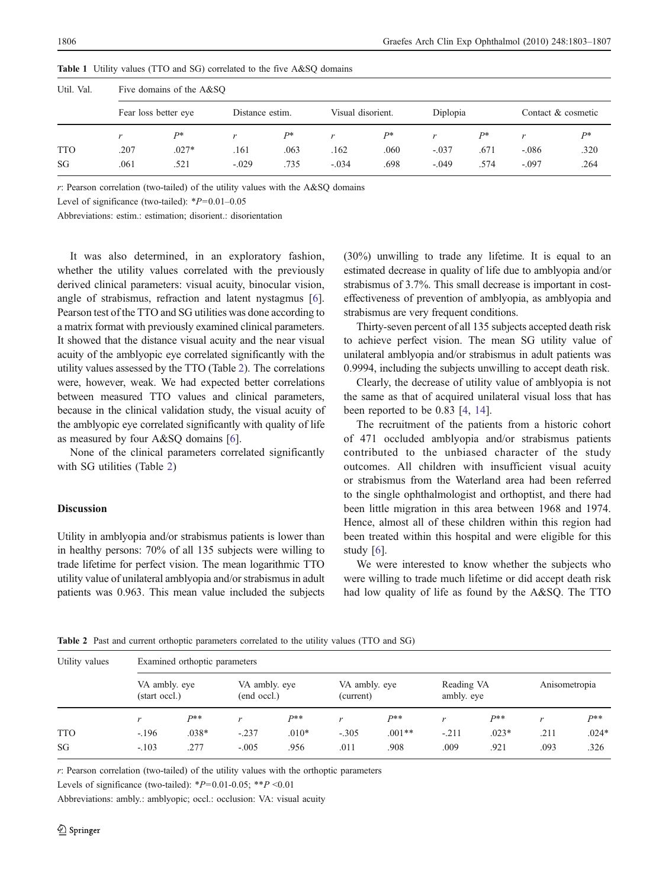**Table 1** Utility values (TTO and SG) correlated to the five A&SQ domains

| Util. Val. | Five domains of the A&SQ | | | | | | | | | |
|---|---|---|---|---|---|---|---|---|---|---|
| | Fear loss better eye | | Distance estim. | | Visual disorient. | | Diplopia | | Contact & cosmetic | |
| | *r* | *P** | *r* | *P** | *r* | *P** | *r* | *P** | *r* | *P** |
| TTO | .207 | .027* | .161 | .063 | .162 | .060 | -.037 | .671 | -.086 | .320 |
| SG | .061 | .521 | -.029 | .735 | -.034 | .698 | -.049 | .574 | -.097 | .264 |

*r*: Pearson correlation (two-tailed) of the utility values with the A&SQ domains

Level of significance (two-tailed): *$P$=0.01–0.05

Abbreviations: estim.: estimation; disorient.: disorientation

It was also determined, in an exploratory fashion, whether the utility values correlated with the previously derived clinical parameters: visual acuity, binocular vision, angle of strabismus, refraction and latent nystagmus [6]. Pearson test of the TTO and SG utilities was done according to a matrix format with previously examined clinical parameters. It showed that the distance visual acuity and the near visual acuity of the amblyopic eye correlated significantly with the utility values assessed by the TTO (Table 2). The correlations were, however, weak. We had expected better correlations between measured TTO values and clinical parameters, because in the clinical validation study, the visual acuity of the amblyopic eye correlated significantly with quality of life as measured by four A&SQ domains [6].

None of the clinical parameters correlated significantly with SG utilities (Table 2)

## Discussion

Utility in amblyopia and/or strabismus patients is lower than in healthy persons: 70% of all 135 subjects were willing to trade lifetime for perfect vision. The mean logarithmic TTO utility value of unilateral amblyopia and/or strabismus in adult patients was 0.963. This mean value included the subjects (30%) unwilling to trade any lifetime. It is equal to an estimated decrease in quality of life due to amblyopia and/or strabismus of 3.7%. This small decrease is important in cost-effectiveness of prevention of amblyopia, as amblyopia and strabismus are very frequent conditions.

Thirty-seven percent of all 135 subjects accepted death risk to achieve perfect vision. The mean SG utility value of unilateral amblyopia and/or strabismus in adult patients was 0.9994, including the subjects unwilling to accept death risk.

Clearly, the decrease of utility value of amblyopia is not the same as that of acquired unilateral visual loss that has been reported to be 0.83 [4, 14].

The recruitment of the patients from a historic cohort of 471 occluded amblyopia and/or strabismus patients contributed to the unbiased character of the study outcomes. All children with insufficient visual acuity or strabismus from the Waterland area had been referred to the single ophthalmologist and orthoptist, and there had been little migration in this area between 1968 and 1974. Hence, almost all of these children within this region had been treated within this hospital and were eligible for this study [6].

We were interested to know whether the subjects who were willing to trade much lifetime or did accept death risk had low quality of life as found by the A&SQ. The TTO

**Table 2** Past and current orthoptic parameters correlated to the utility values (TTO and SG)

| Utility values | Examined orthoptic parameters | | | | | | | | | |
|---|---|---|---|---|---|---|---|---|---|---|
| | VA ambly. eye (start occl.) | | VA ambly. eye (end occl.) | | VA ambly. eye (current) | | Reading VA ambly. eye | | Anisometropia | |
| | *r* | *P*** | *r* | *P*** | *r* | *P*** | *r* | *P*** | *r* | *P*** |
| TTO | -.196 | .038* | -.237 | .010* | -.305 | .001** | -.211 | .023* | .211 | .024* |
| SG | -.103 | .277 | -.005 | .956 | .011 | .908 | .009 | .921 | .093 | .326 |

*r*: Pearson correlation (two-tailed) of the utility values with the orthoptic parameters

Levels of significance (two-tailed): *$P$=0.01-0.05; **$P$ <0.01

Abbreviations: ambly.: amblyopic; occl.: occlusion: VA: visual acuity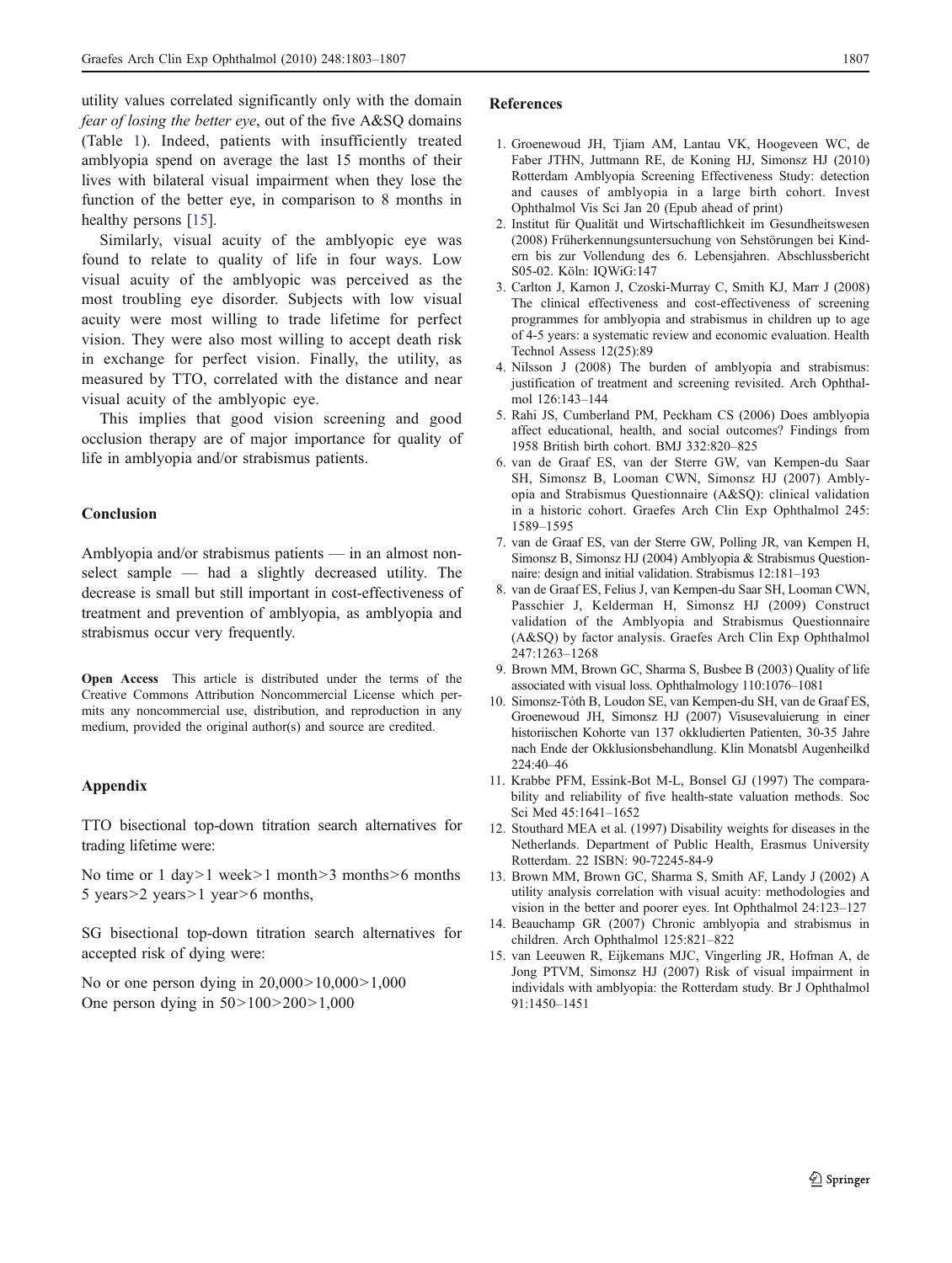utility values correlated significantly only with the domain *fear of losing the better eye*, out of the five A&SQ domains (Table 1). Indeed, patients with insufficiently treated amblyopia spend on average the last 15 months of their lives with bilateral visual impairment when they lose the function of the better eye, in comparison to 8 months in healthy persons [15].

Similarly, visual acuity of the amblyopic eye was found to relate to quality of life in four ways. Low visual acuity of the amblyopic was perceived as the most troubling eye disorder. Subjects with low visual acuity were most willing to trade lifetime for perfect vision. They were also most willing to accept death risk in exchange for perfect vision. Finally, the utility, as measured by TTO, correlated with the distance and near visual acuity of the amblyopic eye.

This implies that good vision screening and good occlusion therapy are of major importance for quality of life in amblyopia and/or strabismus patients.

## Conclusion

Amblyopia and/or strabismus patients — in an almost non-select sample — had a slightly decreased utility. The decrease is small but still important in cost-effectiveness of treatment and prevention of amblyopia, as amblyopia and strabismus occur very frequently.

**Open Access** This article is distributed under the terms of the Creative Commons Attribution Noncommercial License which permits any noncommercial use, distribution, and reproduction in any medium, provided the original author(s) and source are credited.

## Appendix

TTO bisectional top-down titration search alternatives for trading lifetime were:

No time or 1 day>1 week>1 month>3 months>6 months
5 years>2 years>1 year>6 months,

SG bisectional top-down titration search alternatives for accepted risk of dying were:

No or one person dying in 20,000>10,000>1,000
One person dying in 50>100>200>1,000

## References

1. Groenewoud JH, Tjiam AM, Lantau VK, Hoogeveen WC, de Faber JTHN, Juttmann RE, de Koning HJ, Simonsz HJ (2010) Rotterdam Amblyopia Screening Effectiveness Study: detection and causes of amblyopia in a large birth cohort. Invest Ophthalmol Vis Sci Jan 20 (Epub ahead of print)
2. Institut für Qualität und Wirtschaftlichkeit im Gesundheitswesen (2008) Früherkennungsuntersuchung von Sehstörungen bei Kindern bis zur Vollendung des 6. Lebensjahren. Abschlussbericht S05-02. Köln: IQWiG:147
3. Carlton J, Karnon J, Czoski-Murray C, Smith KJ, Marr J (2008) The clinical effectiveness and cost-effectiveness of screening programmes for amblyopia and strabismus in children up to age of 4-5 years: a systematic review and economic evaluation. Health Technol Assess 12(25):89
4. Nilsson J (2008) The burden of amblyopia and strabismus: justification of treatment and screening revisited. Arch Ophthalmol 126:143–144
5. Rahi JS, Cumberland PM, Peckham CS (2006) Does amblyopia affect educational, health, and social outcomes? Findings from 1958 British birth cohort. BMJ 332:820–825
6. van de Graaf ES, van der Sterre GW, van Kempen-du Saar SH, Simonsz B, Looman CWN, Simonsz HJ (2007) Amblyopia and Strabismus Questionnaire (A&SQ): clinical validation in a historic cohort. Graefes Arch Clin Exp Ophthalmol 245: 1589–1595
7. van de Graaf ES, van der Sterre GW, Polling JR, van Kempen H, Simonsz B, Simonsz HJ (2004) Amblyopia & Strabismus Questionnaire: design and initial validation. Strabismus 12:181–193
8. van de Graaf ES, Felius J, van Kempen-du Saar SH, Looman CWN, Passchier J, Kelderman H, Simonsz HJ (2009) Construct validation of the Amblyopia and Strabismus Questionnaire (A&SQ) by factor analysis. Graefes Arch Clin Exp Ophthalmol 247:1263–1268
9. Brown MM, Brown GC, Sharma S, Busbee B (2003) Quality of life associated with visual loss. Ophthalmology 110:1076–1081
10. Simonsz-Tóth B, Loudon SE, van Kempen-du SH, van de Graaf ES, Groenewoud JH, Simonsz HJ (2007) Visusevaluierung in einer historiischen Kohorte van 137 okkludierten Patienten, 30-35 Jahre nach Ende der Okklusionsbehandlung. Klin Monatsbl Augenheilkd 224:40–46
11. Krabbe PFM, Essink-Bot M-L, Bonsel GJ (1997) The comparability and reliability of five health-state valuation methods. Soc Sci Med 45:1641–1652
12. Stouthard MEA et al. (1997) Disability weights for diseases in the Netherlands. Department of Public Health, Erasmus University Rotterdam. 22 ISBN: 90-72245-84-9
13. Brown MM, Brown GC, Sharma S, Smith AF, Landy J (2002) A utility analysis correlation with visual acuity: methodologies and vision in the better and poorer eyes. Int Ophthalmol 24:123–127
14. Beauchamp GR (2007) Chronic amblyopia and strabismus in children. Arch Ophthalmol 125:821–822
15. van Leeuwen R, Eijkemans MJC, Vingerling JR, Hofman A, de Jong PTVM, Simonsz HJ (2007) Risk of visual impairment in individuals with amblyopia: the Rotterdam study. Br J Ophthalmol 91:1450–1451